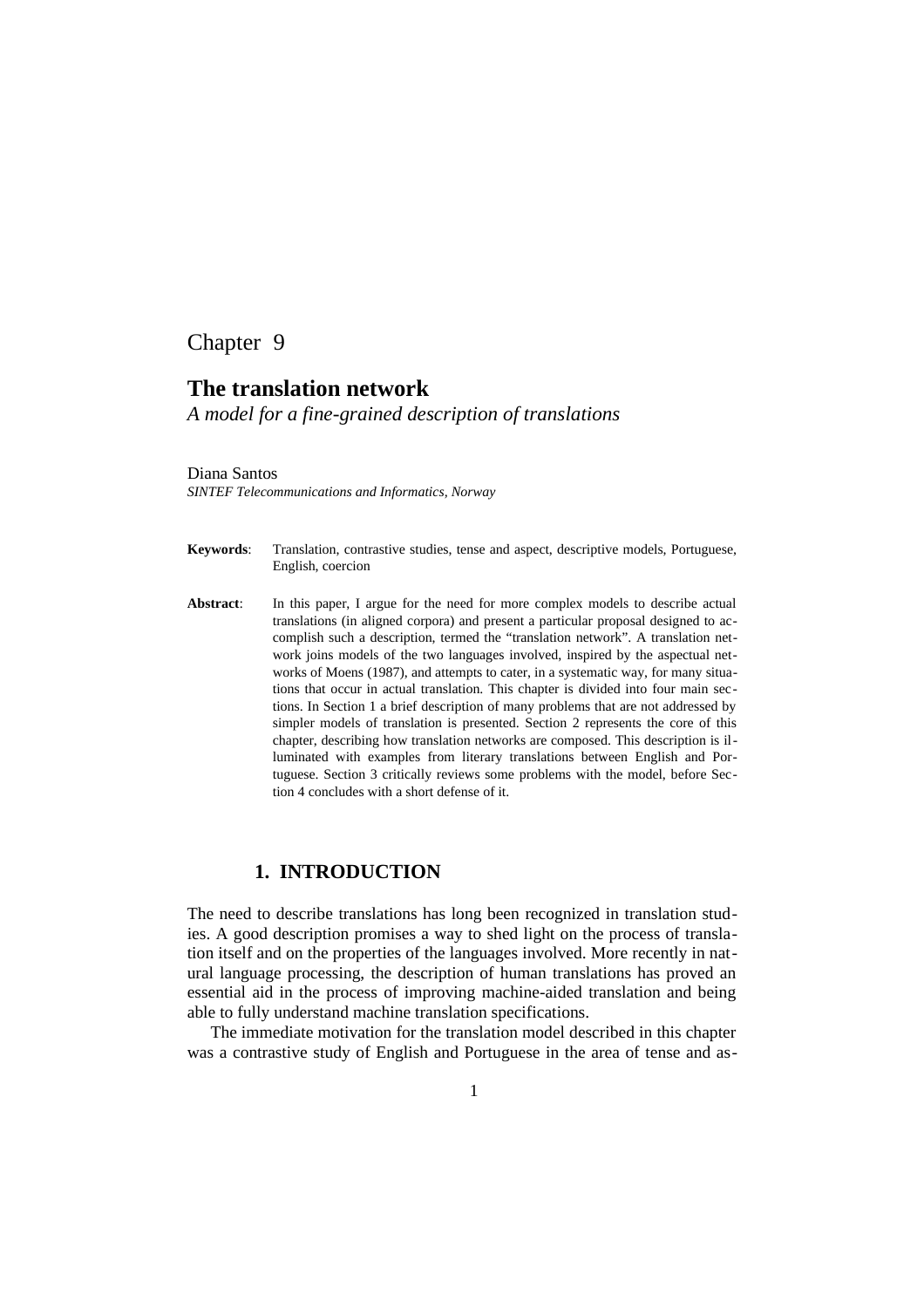Chapter 9

# The translation network

*A model for a fine-grained description of translations*

Diana Santos

*SINTEF Telecommunications and Informatics, Norway*

**Keywords**: Translation, contrastive studies, tense and aspect, descriptive models, Portuguese, English, coercion

**Abstract**: In this paper, I argue for the need for more complex models to describe actual translations (in aligned corpora) and present a particular proposal designed to accomplish such a description, termed the "translation network". A translation network joins models of the two languages involved, inspired by the aspectual networks of Moens (1987), and attempts to cater, in a systematic way, for many situations that occur in actual translation. This chapter is divided into four main sections. In Section 1 a brief description of many problems that are not addressed by simpler models of translation is presented. Section 2 represents the core of this chapter, describing how translation networks are composed. This description is illuminated with examples from literary translations between English and Portuguese. Section 3 critically reviews some problems with the model, before Section 4 concludes with a short defense of it.

## 1. INTRODUCTION

The need to describe translations has long been recognized in translation studies. A good description promises a way to shed light on the process of translation itself and on the properties of the languages involved. More recently in natural language processing, the description of human translations has proved an essential aid in the process of improving machine-aided translation and being able to fully understand machine translation specifications.

The immediate motivation for the translation model described in this chapter was a contrastive study of English and Portuguese in the area of tense and as-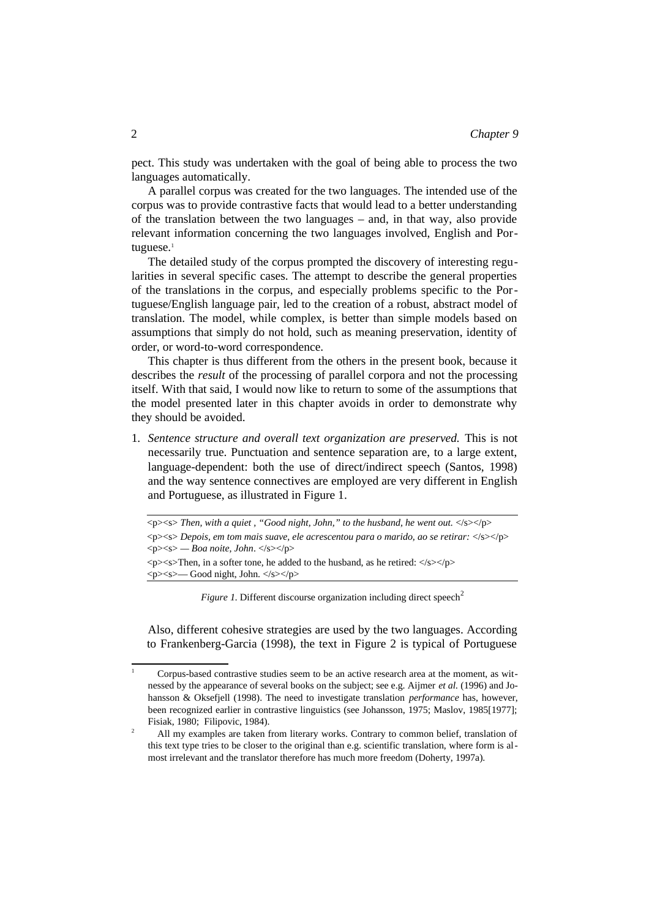pect. This study was undertaken with the goal of being able to process the two languages automatically.

A parallel corpus was created for the two languages. The intended use of the corpus was to provide contrastive facts that would lead to a better understanding of the translation between the two languages – and, in that way, also provide relevant information concerning the two languages involved, English and Portuguese.[1]

The detailed study of the corpus prompted the discovery of interesting regularities in several specific cases. The attempt to describe the general properties of the translations in the corpus, and especially problems specific to the Portuguese/English language pair, led to the creation of a robust, abstract model of translation. The model, while complex, is better than simple models based on assumptions that simply do not hold, such as meaning preservation, identity of order, or word-to-word correspondence.

This chapter is thus different from the others in the present book, because it describes the *result* of the processing of parallel corpora and not the processing itself. With that said, I would now like to return to some of the assumptions that the model presented later in this chapter avoids in order to demonstrate why they should be avoided.

1. *Sentence structure and overall text organization are preserved.* This is not necessarily true. Punctuation and sentence separation are, to a large extent, language-dependent: both the use of direct/indirect speech (Santos, 1998) and the way sentence connectives are employed are very different in English and Portuguese, as illustrated in Figure 1.

```
<p><s> Then, with a quiet , "Good night, John," to the husband, he went out. </s></p>
<p><s> Depois, em tom mais suave, ele acrescentou para o marido, ao se retirar: </s></p>
<p><s> — Boa noite, John. </s></p>
<p><s>Then, in a softer tone, he added to the husband, as he retired: </s></p>
<p><s>— Good night, John. </s></p>
```

*Figure 1.* Different discourse organization including direct speech[2]

Also, different cohesive strategies are used by the two languages. According to Frankenberg-Garcia (1998), the text in Figure 2 is typical of Portuguese

---

[1] Corpus-based contrastive studies seem to be an active research area at the moment, as witnessed by the appearance of several books on the subject; see e.g. Aijmer *et al.* (1996) and Johansson & Oksefjell (1998). The need to investigate translation *performance* has, however, been recognized earlier in contrastive linguistics (see Johansson, 1975; Maslov, 1985[1977]; Fisiak, 1980; Filipovic, 1984).

[2] All my examples are taken from literary works. Contrary to common belief, translation of this text type tries to be closer to the original than e.g. scientific translation, where form is almost irrelevant and the translator therefore has much more freedom (Doherty, 1997a).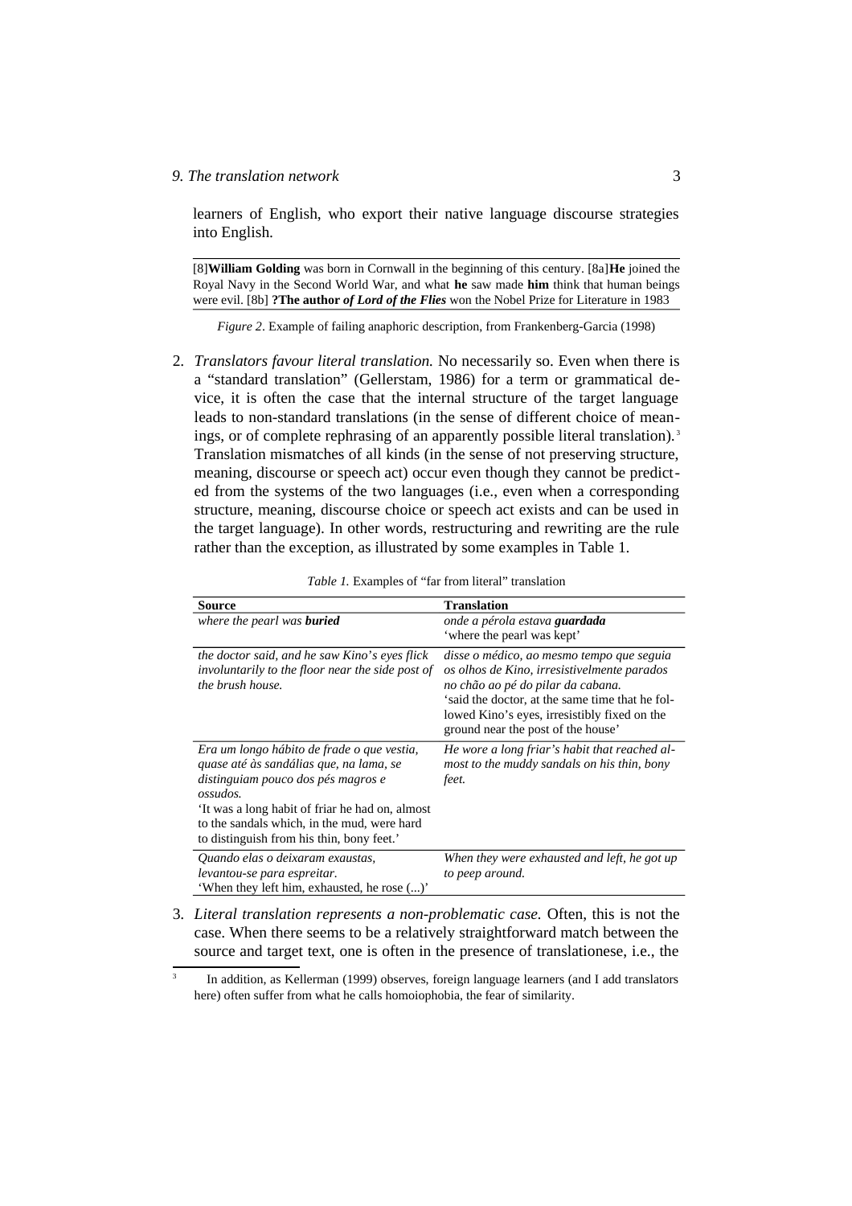learners of English, who export their native language discourse strategies into English.

---

[8]**William Golding** was born in Cornwall in the beginning of this century. [8a]**He** joined the Royal Navy in the Second World War, and what **he** saw made **him** think that human beings were evil. [8b] **?The author *of Lord of the Flies*** won the Nobel Prize for Literature in 1983

---

*Figure 2*. Example of failing anaphoric description, from Frankenberg-Garcia (1998)

2. *Translators favour literal translation.* No necessarily so. Even when there is a "standard translation" (Gellerstam, 1986) for a term or grammatical device, it is often the case that the internal structure of the target language leads to non-standard translations (in the sense of different choice of meanings, or of complete rephrasing of an apparently possible literal translation).[3] Translation mismatches of all kinds (in the sense of not preserving structure, meaning, discourse or speech act) occur even though they cannot be predicted from the systems of the two languages (i.e., even when a corresponding structure, meaning, discourse choice or speech act exists and can be used in the target language). In other words, restructuring and rewriting are the rule rather than the exception, as illustrated by some examples in Table 1.

*Table 1.* Examples of "far from literal" translation

| Source | Translation |
|---|---|
| *where the pearl was **buried*** | *onde a pérola estava **guardada***<br>'where the pearl was kept' |
| *the doctor said, and he saw Kino's eyes flick involuntarily to the floor near the side post of the brush house.* | *disse o médico, ao mesmo tempo que seguia os olhos de Kino, irresistivelmente parados no chão ao pé do pilar da cabana.*<br>'said the doctor, at the same time that he followed Kino's eyes, irresistibly fixed on the ground near the post of the house' |
| *Era um longo hábito de frade o que vestia, quase até às sandálias que, na lama, se distinguiam pouco dos pés magros e ossudos.*<br>'It was a long habit of friar he had on, almost to the sandals which, in the mud, were hard to distinguish from his thin, bony feet.' | *He wore a long friar's habit that reached almost to the muddy sandals on his thin, bony feet.* |
| *Quando elas o deixaram exaustas, levantou-se para espreitar.*<br>'When they left him, exhausted, he rose (...)' | *When they were exhausted and left, he got up to peep around.* |

3. *Literal translation represents a non-problematic case.* Often, this is not the case. When there seems to be a relatively straightforward match between the source and target text, one is often in the presence of translationese, i.e., the

---

[3] In addition, as Kellerman (1999) observes, foreign language learners (and I add translators here) often suffer from what he calls homoiophobia, the fear of similarity.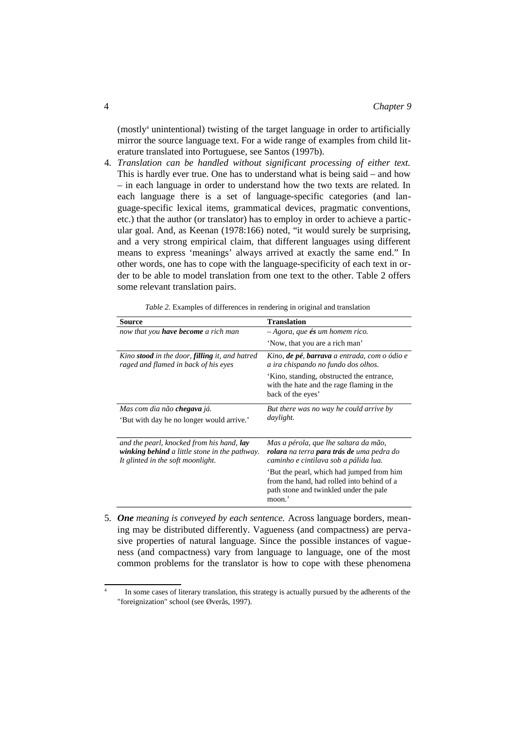(mostly[4] unintentional) twisting of the target language in order to artificially mirror the source language text. For a wide range of examples from child literature translated into Portuguese, see Santos (1997b).

4. *Translation can be handled without significant processing of either text.* This is hardly ever true. One has to understand what is being said – and how – in each language in order to understand how the two texts are related. In each language there is a set of language-specific categories (and language-specific lexical items, grammatical devices, pragmatic conventions, etc.) that the author (or translator) has to employ in order to achieve a particular goal. And, as Keenan (1978:166) noted, "it would surely be surprising, and a very strong empirical claim, that different languages using different means to express 'meanings' always arrived at exactly the same end." In other words, one has to cope with the language-specificity of each text in order to be able to model translation from one text to the other. Table 2 offers some relevant translation pairs.

*Table 2.* Examples of differences in rendering in original and translation

| Source | Translation |
|---|---|
| *now that you **have become** a rich man* | *– Agora, que **és** um homem rico.*<br>'Now, that you are a rich man' |
| *Kino **stood** in the door, **filling** it, and hatred raged and flamed in back of his eyes* | *Kino, **de pé**, **barrava** a entrada, com o ódio e a ira chispando no fundo dos olhos.*<br>'Kino, standing, obstructed the entrance, with the hate and the rage flaming in the back of the eyes' |
| *Mas com dia não **chegava** já.*<br>'But with day he no longer would arrive.' | *But there was no way he could arrive by daylight.* |
| *and the pearl, knocked from his hand, **lay winking behind** a little stone in the pathway. It glinted in the soft moonlight.* | *Mas a pérola, que lhe saltara da mão, **rolara** na terra **para trás de** uma pedra do caminho e cintilava sob a pálida lua.*<br>'But the pearl, which had jumped from him from the hand, had rolled into behind of a path stone and twinkled under the pale moon.' |

5. ***One** meaning is conveyed by each sentence.* Across language borders, meaning may be distributed differently. Vagueness (and compactness) are pervasive properties of natural language. Since the possible instances of vagueness (and compactness) vary from language to language, one of the most common problems for the translator is how to cope with these phenomena

[4] In some cases of literary translation, this strategy is actually pursued by the adherents of the "foreignization" school (see Øverås, 1997).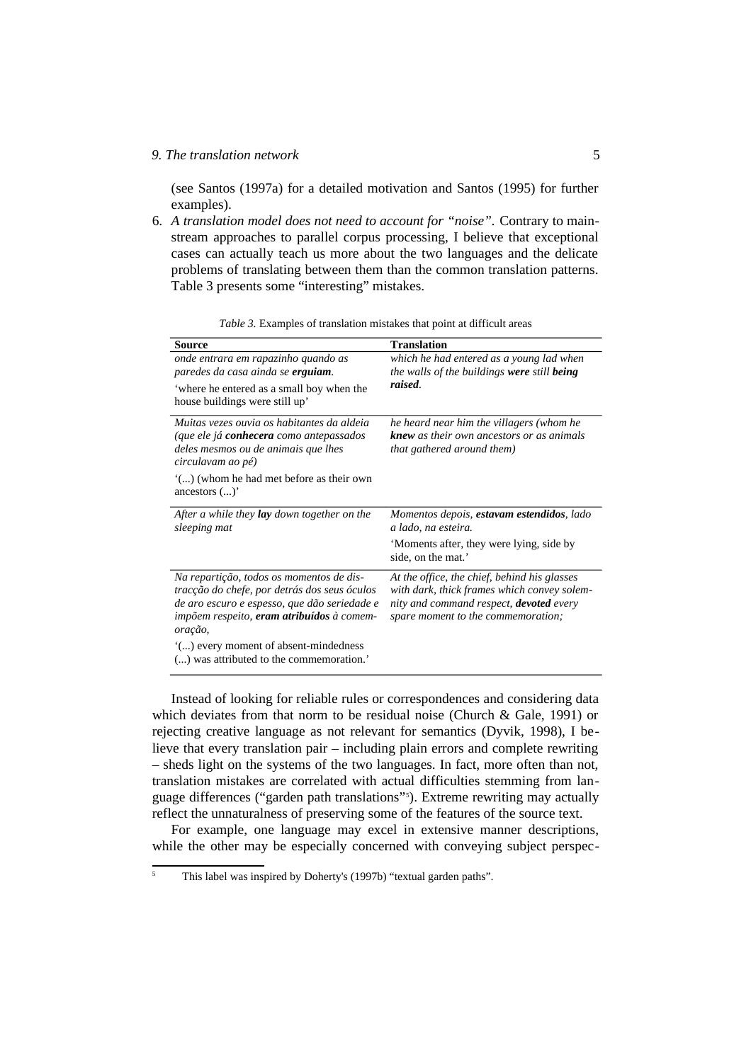(see Santos (1997a) for a detailed motivation and Santos (1995) for further examples).

6. *A translation model does not need to account for "noise".* Contrary to mainstream approaches to parallel corpus processing, I believe that exceptional cases can actually teach us more about the two languages and the delicate problems of translating between them than the common translation patterns. Table 3 presents some "interesting" mistakes.

*Table 3.* Examples of translation mistakes that point at difficult areas

| Source | Translation |
|---|---|
| *onde entrara em rapazinho quando as paredes da casa ainda se **erguiam**.* 'where he entered as a small boy when the house buildings were still up' | *which he had entered as a young lad when the walls of the buildings **were** still **being raised**.* |
| *Muitas vezes ouvia os habitantes da aldeia (que ele já **conhecera** como antepassados deles mesmos ou de animais que lhes circulavam ao pé)* '(...) (whom he had met before as their own ancestors (...)' | *he heard near him the villagers (whom he **knew** as their own ancestors or as animals that gathered around them)* |
| *After a while they **lay** down together on the sleeping mat* | *Momentos depois, **estavam estendidos**, lado a lado, na esteira.* 'Moments after, they were lying, side by side, on the mat.' |
| *Na repartição, todos os momentos de distracção do chefe, por detrás dos seus óculos de aro escuro e espesso, que dão seriedade e impõem respeito, **eram atribuídos** à comemoração,* '(...) every moment of absent-mindedness (...) was attributed to the commemoration.' | *At the office, the chief, behind his glasses with dark, thick frames which convey solemnity and command respect, **devoted** every spare moment to the commemoration;* |

Instead of looking for reliable rules or correspondences and considering data which deviates from that norm to be residual noise (Church & Gale, 1991) or rejecting creative language as not relevant for semantics (Dyvik, 1998), I believe that every translation pair – including plain errors and complete rewriting – sheds light on the systems of the two languages. In fact, more often than not, translation mistakes are correlated with actual difficulties stemming from language differences ("garden path translations"[5]). Extreme rewriting may actually reflect the unnaturalness of preserving some of the features of the source text.

For example, one language may excel in extensive manner descriptions, while the other may be especially concerned with conveying subject perspec-

[5] This label was inspired by Doherty's (1997b) "textual garden paths".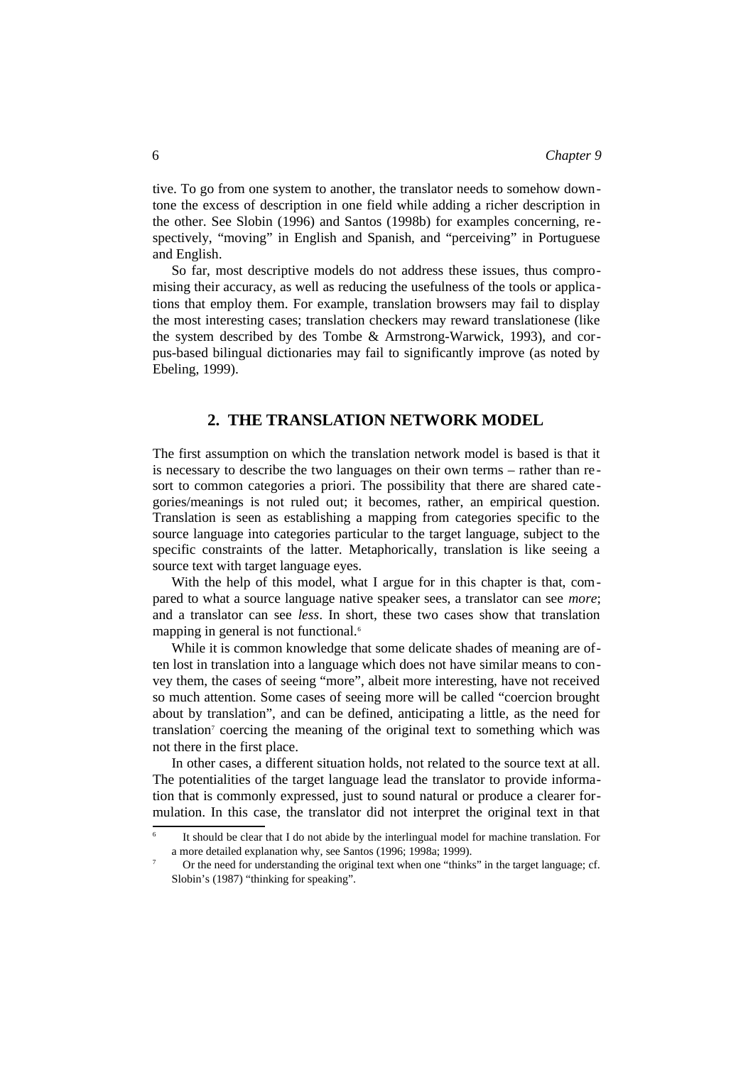tive. To go from one system to another, the translator needs to somehow downtone the excess of description in one field while adding a richer description in the other. See Slobin (1996) and Santos (1998b) for examples concerning, respectively, "moving" in English and Spanish, and "perceiving" in Portuguese and English.

So far, most descriptive models do not address these issues, thus compromising their accuracy, as well as reducing the usefulness of the tools or applications that employ them. For example, translation browsers may fail to display the most interesting cases; translation checkers may reward translationese (like the system described by des Tombe & Armstrong-Warwick, 1993), and corpus-based bilingual dictionaries may fail to significantly improve (as noted by Ebeling, 1999).

## 2. THE TRANSLATION NETWORK MODEL

The first assumption on which the translation network model is based is that it is necessary to describe the two languages on their own terms – rather than resort to common categories a priori. The possibility that there are shared categories/meanings is not ruled out; it becomes, rather, an empirical question. Translation is seen as establishing a mapping from categories specific to the source language into categories particular to the target language, subject to the specific constraints of the latter. Metaphorically, translation is like seeing a source text with target language eyes.

With the help of this model, what I argue for in this chapter is that, compared to what a source language native speaker sees, a translator can see *more*; and a translator can see *less*. In short, these two cases show that translation mapping in general is not functional.[6]

While it is common knowledge that some delicate shades of meaning are often lost in translation into a language which does not have similar means to convey them, the cases of seeing "more", albeit more interesting, have not received so much attention. Some cases of seeing more will be called "coercion brought about by translation", and can be defined, anticipating a little, as the need for translation[7] coercing the meaning of the original text to something which was not there in the first place.

In other cases, a different situation holds, not related to the source text at all. The potentialities of the target language lead the translator to provide information that is commonly expressed, just to sound natural or produce a clearer formulation. In this case, the translator did not interpret the original text in that

[6] It should be clear that I do not abide by the interlingual model for machine translation. For a more detailed explanation why, see Santos (1996; 1998a; 1999).

[7] Or the need for understanding the original text when one "thinks" in the target language; cf. Slobin's (1987) "thinking for speaking".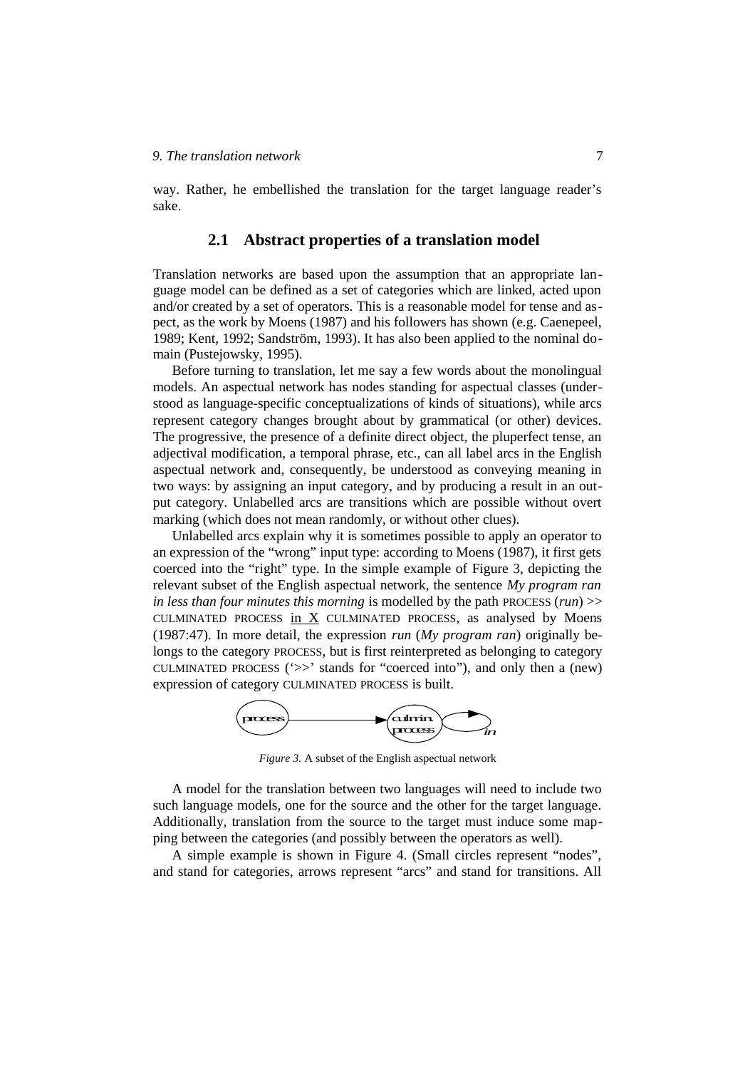way. Rather, he embellished the translation for the target language reader's sake.

## 2.1 Abstract properties of a translation model

Translation networks are based upon the assumption that an appropriate language model can be defined as a set of categories which are linked, acted upon and/or created by a set of operators. This is a reasonable model for tense and aspect, as the work by Moens (1987) and his followers has shown (e.g. Caenepeel, 1989; Kent, 1992; Sandström, 1993). It has also been applied to the nominal domain (Pustejowsky, 1995).

Before turning to translation, let me say a few words about the monolingual models. An aspectual network has nodes standing for aspectual classes (understood as language-specific conceptualizations of kinds of situations), while arcs represent category changes brought about by grammatical (or other) devices. The progressive, the presence of a definite direct object, the pluperfect tense, an adjectival modification, a temporal phrase, etc., can all label arcs in the English aspectual network and, consequently, be understood as conveying meaning in two ways: by assigning an input category, and by producing a result in an output category. Unlabelled arcs are transitions which are possible without overt marking (which does not mean randomly, or without other clues).

Unlabelled arcs explain why it is sometimes possible to apply an operator to an expression of the "wrong" input type: according to Moens (1987), it first gets coerced into the "right" type. In the simple example of Figure 3, depicting the relevant subset of the English aspectual network, the sentence *My program ran in less than four minutes this morning* is modelled by the path PROCESS (*run*) >> CULMINATED PROCESS in X CULMINATED PROCESS, as analysed by Moens (1987:47). In more detail, the expression *run* (*My program ran*) originally belongs to the category PROCESS, but is first reinterpreted as belonging to category CULMINATED PROCESS ('>>' stands for "coerced into"), and only then a (new) expression of category CULMINATED PROCESS is built.

*Figure 3.* A subset of the English aspectual network

A model for the translation between two languages will need to include two such language models, one for the source and the other for the target language. Additionally, translation from the source to the target must induce some mapping between the categories (and possibly between the operators as well).

A simple example is shown in Figure 4. (Small circles represent "nodes", and stand for categories, arrows represent "arcs" and stand for transitions. All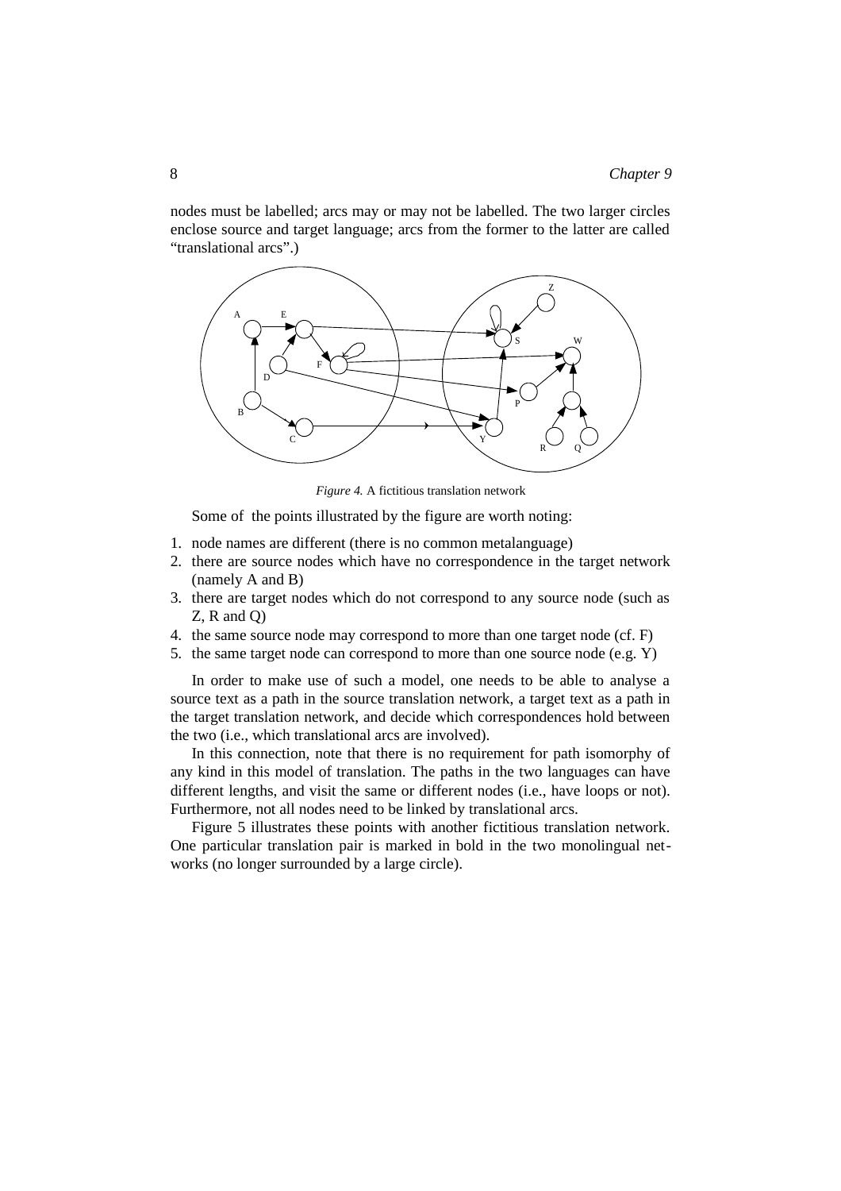nodes must be labelled; arcs may or may not be labelled. The two larger circles enclose source and target language; arcs from the former to the latter are called "translational arcs".)

*Figure 4.* A fictitious translation network

Some of the points illustrated by the figure are worth noting:

1. node names are different (there is no common metalanguage)
2. there are source nodes which have no correspondence in the target network (namely A and B)
3. there are target nodes which do not correspond to any source node (such as Z, R and Q)
4. the same source node may correspond to more than one target node (cf. F)
5. the same target node can correspond to more than one source node (e.g. Y)

In order to make use of such a model, one needs to be able to analyse a source text as a path in the source translation network, a target text as a path in the target translation network, and decide which correspondences hold between the two (i.e., which translational arcs are involved).

In this connection, note that there is no requirement for path isomorphy of any kind in this model of translation. The paths in the two languages can have different lengths, and visit the same or different nodes (i.e., have loops or not). Furthermore, not all nodes need to be linked by translational arcs.

Figure 5 illustrates these points with another fictitious translation network. One particular translation pair is marked in bold in the two monolingual networks (no longer surrounded by a large circle).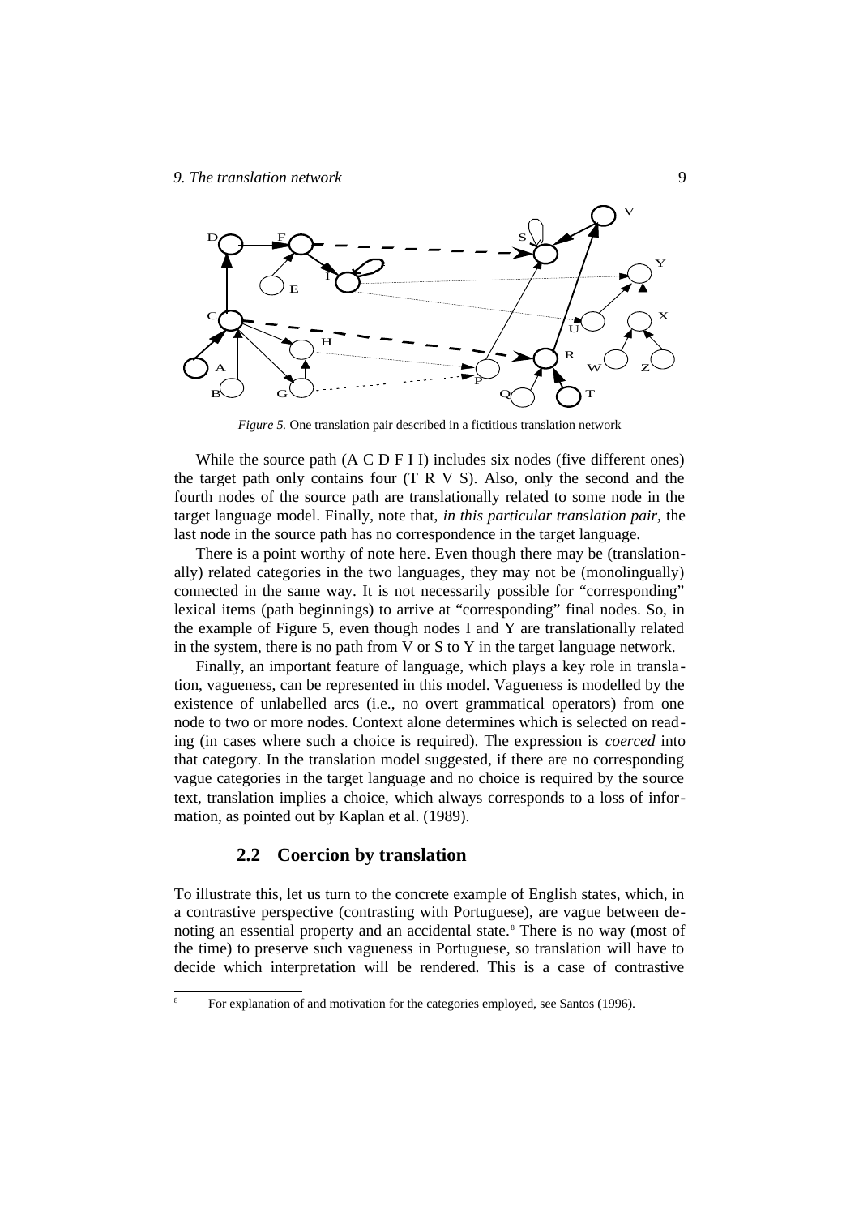*Figure 5.* One translation pair described in a fictitious translation network

While the source path (A C D F I I) includes six nodes (five different ones) the target path only contains four (T R V S). Also, only the second and the fourth nodes of the source path are translationally related to some node in the target language model. Finally, note that, *in this particular translation pair*, the last node in the source path has no correspondence in the target language.

There is a point worthy of note here. Even though there may be (translationally) related categories in the two languages, they may not be (monolingually) connected in the same way. It is not necessarily possible for "corresponding" lexical items (path beginnings) to arrive at "corresponding" final nodes. So, in the example of Figure 5, even though nodes I and Y are translationally related in the system, there is no path from V or S to Y in the target language network.

Finally, an important feature of language, which plays a key role in translation, vagueness, can be represented in this model. Vagueness is modelled by the existence of unlabelled arcs (i.e., no overt grammatical operators) from one node to two or more nodes. Context alone determines which is selected on reading (in cases where such a choice is required). The expression is *coerced* into that category. In the translation model suggested, if there are no corresponding vague categories in the target language and no choice is required by the source text, translation implies a choice, which always corresponds to a loss of information, as pointed out by Kaplan et al. (1989).

## 2.2 Coercion by translation

To illustrate this, let us turn to the concrete example of English states, which, in a contrastive perspective (contrasting with Portuguese), are vague between denoting an essential property and an accidental state.[8] There is no way (most of the time) to preserve such vagueness in Portuguese, so translation will have to decide which interpretation will be rendered. This is a case of contrastive

[8] For explanation of and motivation for the categories employed, see Santos (1996).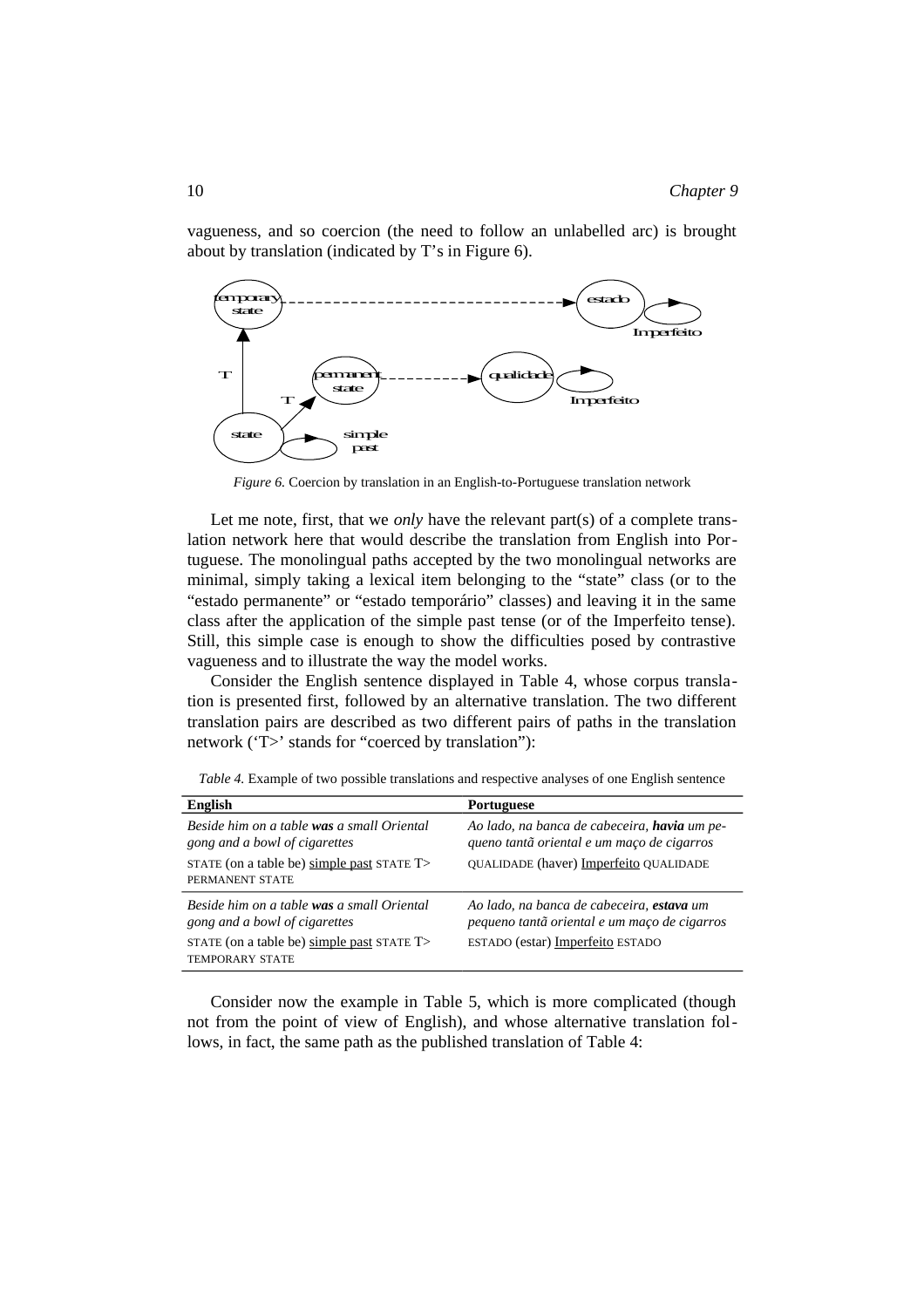vagueness, and so coercion (the need to follow an unlabelled arc) is brought about by translation (indicated by T's in Figure 6).

*Figure 6.* Coercion by translation in an English-to-Portuguese translation network

Let me note, first, that we *only* have the relevant part(s) of a complete translation network here that would describe the translation from English into Portuguese. The monolingual paths accepted by the two monolingual networks are minimal, simply taking a lexical item belonging to the "state" class (or to the "estado permanente" or "estado temporário" classes) and leaving it in the same class after the application of the simple past tense (or of the Imperfeito tense). Still, this simple case is enough to show the difficulties posed by contrastive vagueness and to illustrate the way the model works.

Consider the English sentence displayed in Table 4, whose corpus translation is presented first, followed by an alternative translation. The two different translation pairs are described as two different pairs of paths in the translation network ('T>' stands for "coerced by translation"):

*Table 4.* Example of two possible translations and respective analyses of one English sentence

| English | Portuguese |
|---|---|
| *Beside him on a table **was** a small Oriental gong and a bowl of cigarettes* | *Ao lado, na banca de cabeceira, **havia** um pequeno tantã oriental e um maço de cigarros* |
| STATE (on a table be) simple past STATE T> PERMANENT STATE | QUALIDADE (haver) Imperfeito QUALIDADE |
| *Beside him on a table **was** a small Oriental gong and a bowl of cigarettes* | *Ao lado, na banca de cabeceira, **estava** um pequeno tantã oriental e um maço de cigarros* |
| STATE (on a table be) simple past STATE T> TEMPORARY STATE | ESTADO (estar) Imperfeito ESTADO |

Consider now the example in Table 5, which is more complicated (though not from the point of view of English), and whose alternative translation follows, in fact, the same path as the published translation of Table 4: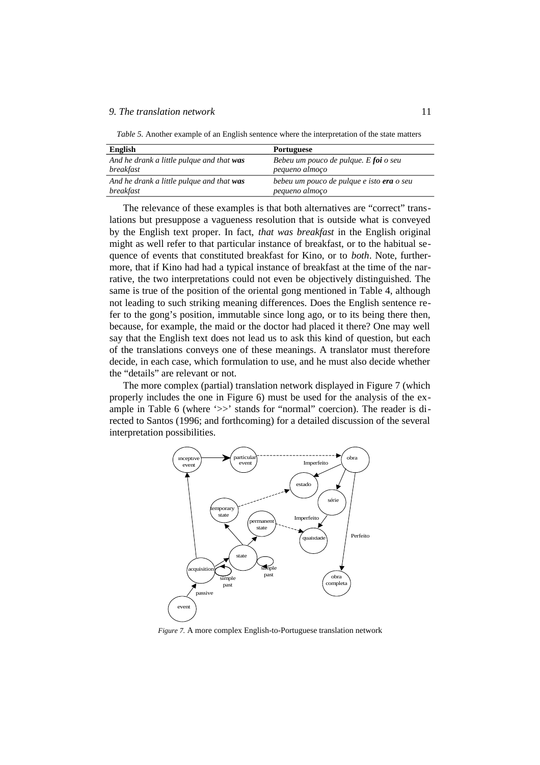*Table 5.* Another example of an English sentence where the interpretation of the state matters

| **English** | **Portuguese** |
|---|---|
| *And he drank a little pulque and that **was** breakfast* | *Bebeu um pouco de pulque. E **foi** o seu pequeno almoço* |
| *And he drank a little pulque and that **was** breakfast* | *bebeu um pouco de pulque e isto **era** o seu pequeno almoço* |

The relevance of these examples is that both alternatives are "correct" translations but presuppose a vagueness resolution that is outside what is conveyed by the English text proper. In fact, *that was breakfast* in the English original might as well refer to that particular instance of breakfast, or to the habitual sequence of events that constituted breakfast for Kino, or to *both*. Note, furthermore, that if Kino had had a typical instance of breakfast at the time of the narrative, the two interpretations could not even be objectively distinguished. The same is true of the position of the oriental gong mentioned in Table 4, although not leading to such striking meaning differences. Does the English sentence refer to the gong's position, immutable since long ago, or to its being there then, because, for example, the maid or the doctor had placed it there? One may well say that the English text does not lead us to ask this kind of question, but each of the translations conveys one of these meanings. A translator must therefore decide, in each case, which formulation to use, and he must also decide whether the "details" are relevant or not.

The more complex (partial) translation network displayed in Figure 7 (which properly includes the one in Figure 6) must be used for the analysis of the example in Table 6 (where '>>' stands for "normal" coercion). The reader is directed to Santos (1996; and forthcoming) for a detailed discussion of the several interpretation possibilities.

*Figure 7.* A more complex English-to-Portuguese translation network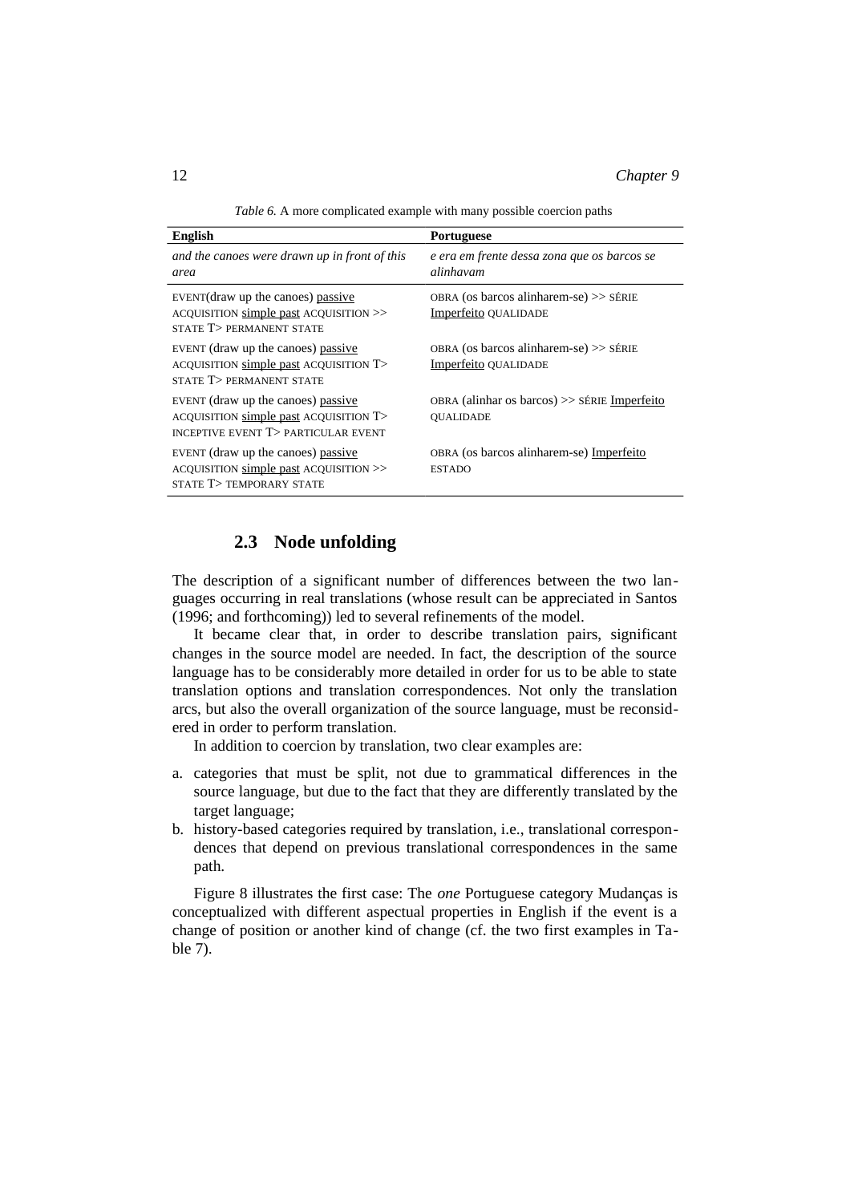*Table 6.* A more complicated example with many possible coercion paths

| English | Portuguese |
|---|---|
| *and the canoes were drawn up in front of this area* | *e era em frente dessa zona que os barcos se alinhavam* |
| EVENT(draw up the canoes) passive ACQUISITION simple past ACQUISITION >> STATE T> PERMANENT STATE | OBRA (os barcos alinharem-se) >> SÉRIE Imperfeito QUALIDADE |
| EVENT (draw up the canoes) passive ACQUISITION simple past ACQUISITION T> STATE T> PERMANENT STATE | OBRA (os barcos alinharem-se) >> SÉRIE Imperfeito QUALIDADE |
| EVENT (draw up the canoes) passive ACQUISITION simple past ACQUISITION T> INCEPTIVE EVENT T> PARTICULAR EVENT | OBRA (alinhar os barcos) >> SÉRIE Imperfeito QUALIDADE |
| EVENT (draw up the canoes) passive ACQUISITION simple past ACQUISITION >> STATE T> TEMPORARY STATE | OBRA (os barcos alinharem-se) Imperfeito ESTADO |

## 2.3 Node unfolding

The description of a significant number of differences between the two languages occurring in real translations (whose result can be appreciated in Santos (1996; and forthcoming)) led to several refinements of the model.

It became clear that, in order to describe translation pairs, significant changes in the source model are needed. In fact, the description of the source language has to be considerably more detailed in order for us to be able to state translation options and translation correspondences. Not only the translation arcs, but also the overall organization of the source language, must be reconsidered in order to perform translation.

In addition to coercion by translation, two clear examples are:

a. categories that must be split, not due to grammatical differences in the source language, but due to the fact that they are differently translated by the target language;
b. history-based categories required by translation, i.e., translational correspondences that depend on previous translational correspondences in the same path.

Figure 8 illustrates the first case: The *one* Portuguese category Mudanças is conceptualized with different aspectual properties in English if the event is a change of position or another kind of change (cf. the two first examples in Table 7).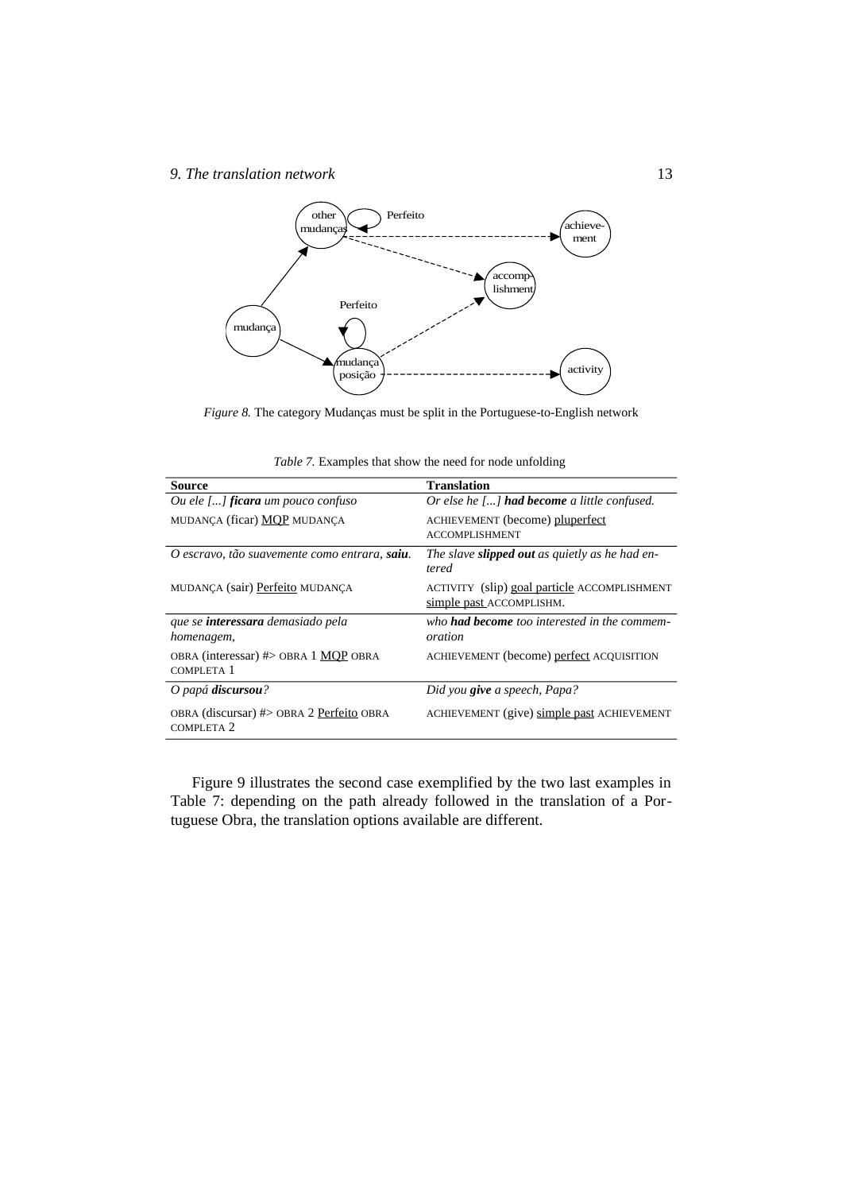*Figure 8.* The category Mudanças must be split in the Portuguese-to-English network

*Table 7.* Examples that show the need for node unfolding

| **Source** | **Translation** |
|---|---|
| *Ou ele [...] **ficara** um pouco confuso* | *Or else he [...] **had become** a little confused.* |
| MUDANÇA (ficar) <u>MQP</u> MUDANÇA | ACHIEVEMENT (become) <u>pluperfect</u> ACCOMPLISHMENT |
| *O escravo, tão suavemente como entrara, **saiu**.* | *The slave **slipped out** as quietly as he had entered* |
| MUDANÇA (sair) <u>Perfeito</u> MUDANÇA | ACTIVITY (slip) <u>goal particle</u> ACCOMPLISHMENT <u>simple past</u> ACCOMPLISHM. |
| *que se **interessara** demasiado pela homenagem,* | *who **had become** too interested in the commemoration* |
| OBRA (interessar) #> OBRA 1 <u>MQP</u> OBRA COMPLETA 1 | ACHIEVEMENT (become) <u>perfect</u> ACQUISITION |
| *O papá **discursou**?* | *Did you **give** a speech, Papa?* |
| OBRA (discursar) #> OBRA 2 <u>Perfeito</u> OBRA COMPLETA 2 | ACHIEVEMENT (give) <u>simple past</u> ACHIEVEMENT |

Figure 9 illustrates the second case exemplified by the two last examples in Table 7: depending on the path already followed in the translation of a Portuguese Obra, the translation options available are different.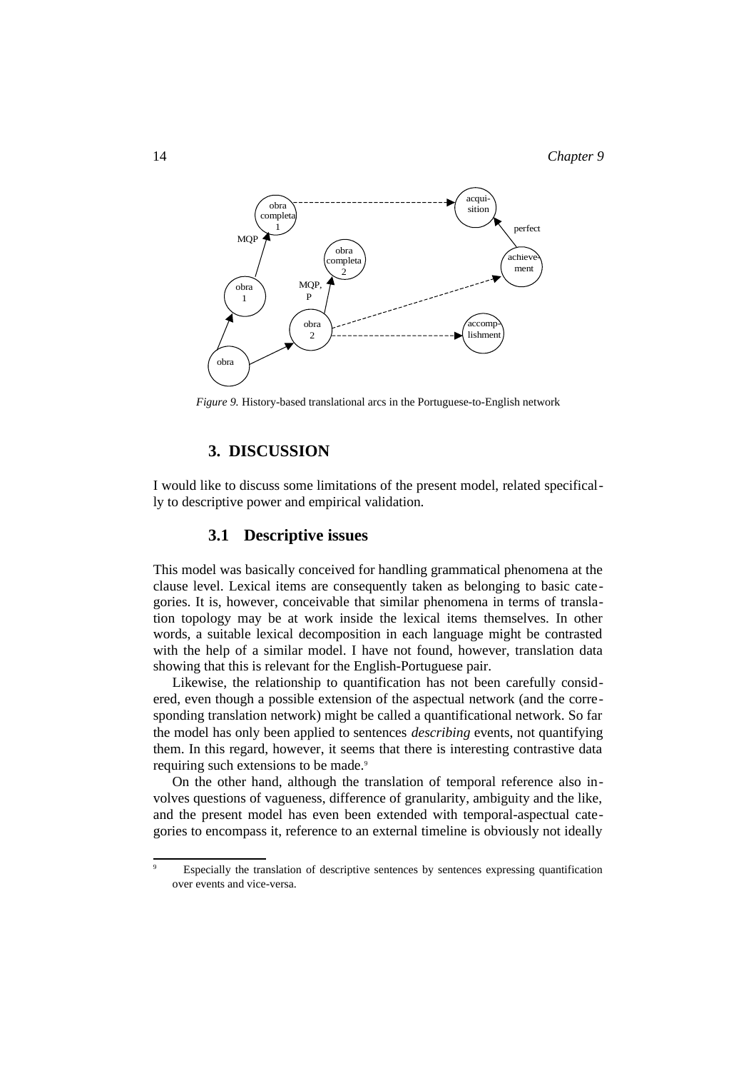*Figure 9.* History-based translational arcs in the Portuguese-to-English network

## 3. DISCUSSION

I would like to discuss some limitations of the present model, related specifically to descriptive power and empirical validation.

### 3.1 Descriptive issues

This model was basically conceived for handling grammatical phenomena at the clause level. Lexical items are consequently taken as belonging to basic categories. It is, however, conceivable that similar phenomena in terms of translation topology may be at work inside the lexical items themselves. In other words, a suitable lexical decomposition in each language might be contrasted with the help of a similar model. I have not found, however, translation data showing that this is relevant for the English-Portuguese pair.

Likewise, the relationship to quantification has not been carefully considered, even though a possible extension of the aspectual network (and the corresponding translation network) might be called a quantificational network. So far the model has only been applied to sentences *describing* events, not quantifying them. In this regard, however, it seems that there is interesting contrastive data requiring such extensions to be made.[9]

On the other hand, although the translation of temporal reference also involves questions of vagueness, difference of granularity, ambiguity and the like, and the present model has even been extended with temporal-aspectual categories to encompass it, reference to an external timeline is obviously not ideally

[9] Especially the translation of descriptive sentences by sentences expressing quantification over events and vice-versa.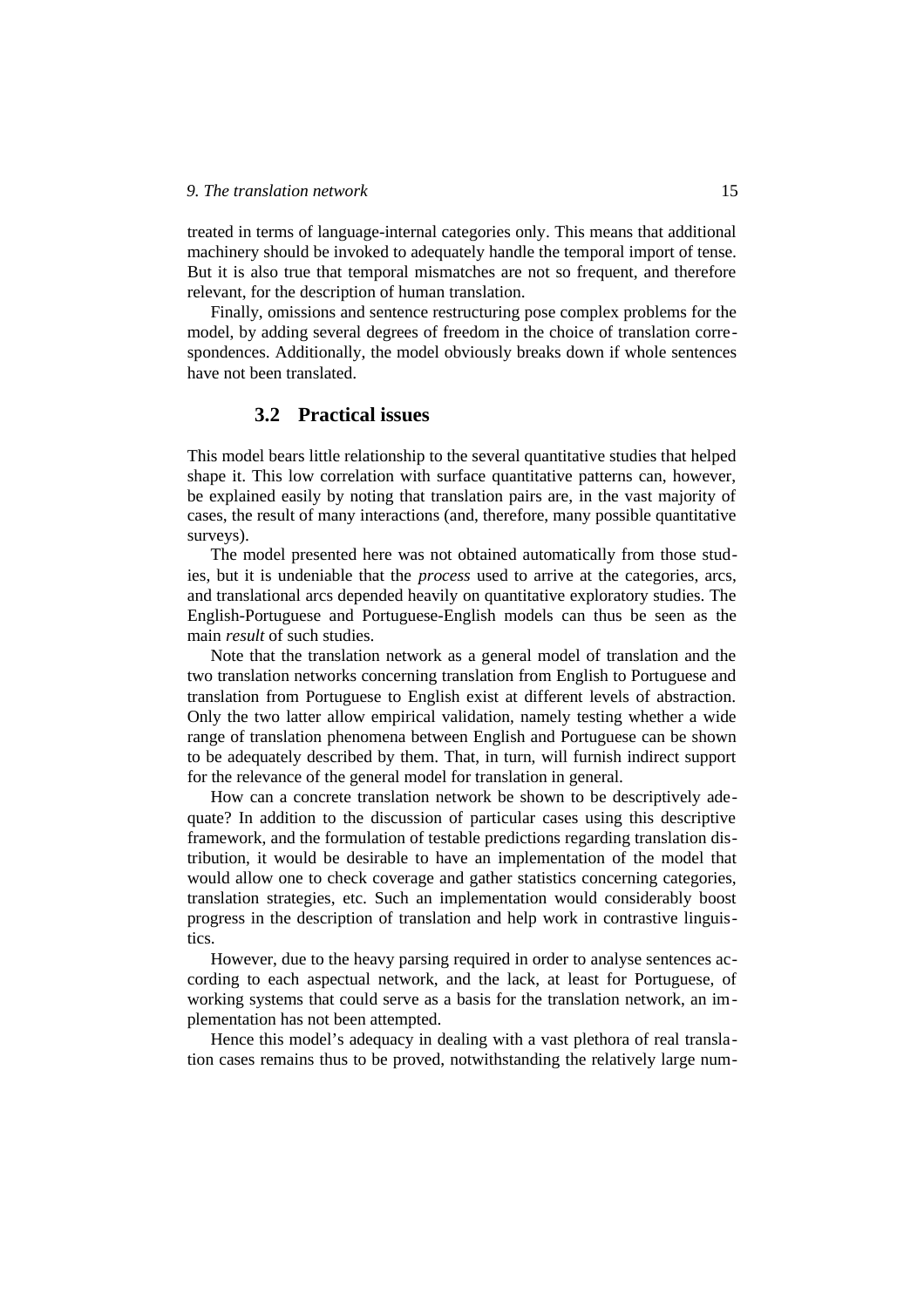treated in terms of language-internal categories only. This means that additional machinery should be invoked to adequately handle the temporal import of tense. But it is also true that temporal mismatches are not so frequent, and therefore relevant, for the description of human translation.

Finally, omissions and sentence restructuring pose complex problems for the model, by adding several degrees of freedom in the choice of translation correspondences. Additionally, the model obviously breaks down if whole sentences have not been translated.

### 3.2 Practical issues

This model bears little relationship to the several quantitative studies that helped shape it. This low correlation with surface quantitative patterns can, however, be explained easily by noting that translation pairs are, in the vast majority of cases, the result of many interactions (and, therefore, many possible quantitative surveys).

The model presented here was not obtained automatically from those studies, but it is undeniable that the *process* used to arrive at the categories, arcs, and translational arcs depended heavily on quantitative exploratory studies. The English-Portuguese and Portuguese-English models can thus be seen as the main *result* of such studies.

Note that the translation network as a general model of translation and the two translation networks concerning translation from English to Portuguese and translation from Portuguese to English exist at different levels of abstraction. Only the two latter allow empirical validation, namely testing whether a wide range of translation phenomena between English and Portuguese can be shown to be adequately described by them. That, in turn, will furnish indirect support for the relevance of the general model for translation in general.

How can a concrete translation network be shown to be descriptively adequate? In addition to the discussion of particular cases using this descriptive framework, and the formulation of testable predictions regarding translation distribution, it would be desirable to have an implementation of the model that would allow one to check coverage and gather statistics concerning categories, translation strategies, etc. Such an implementation would considerably boost progress in the description of translation and help work in contrastive linguistics.

However, due to the heavy parsing required in order to analyse sentences according to each aspectual network, and the lack, at least for Portuguese, of working systems that could serve as a basis for the translation network, an implementation has not been attempted.

Hence this model's adequacy in dealing with a vast plethora of real translation cases remains thus to be proved, notwithstanding the relatively large num-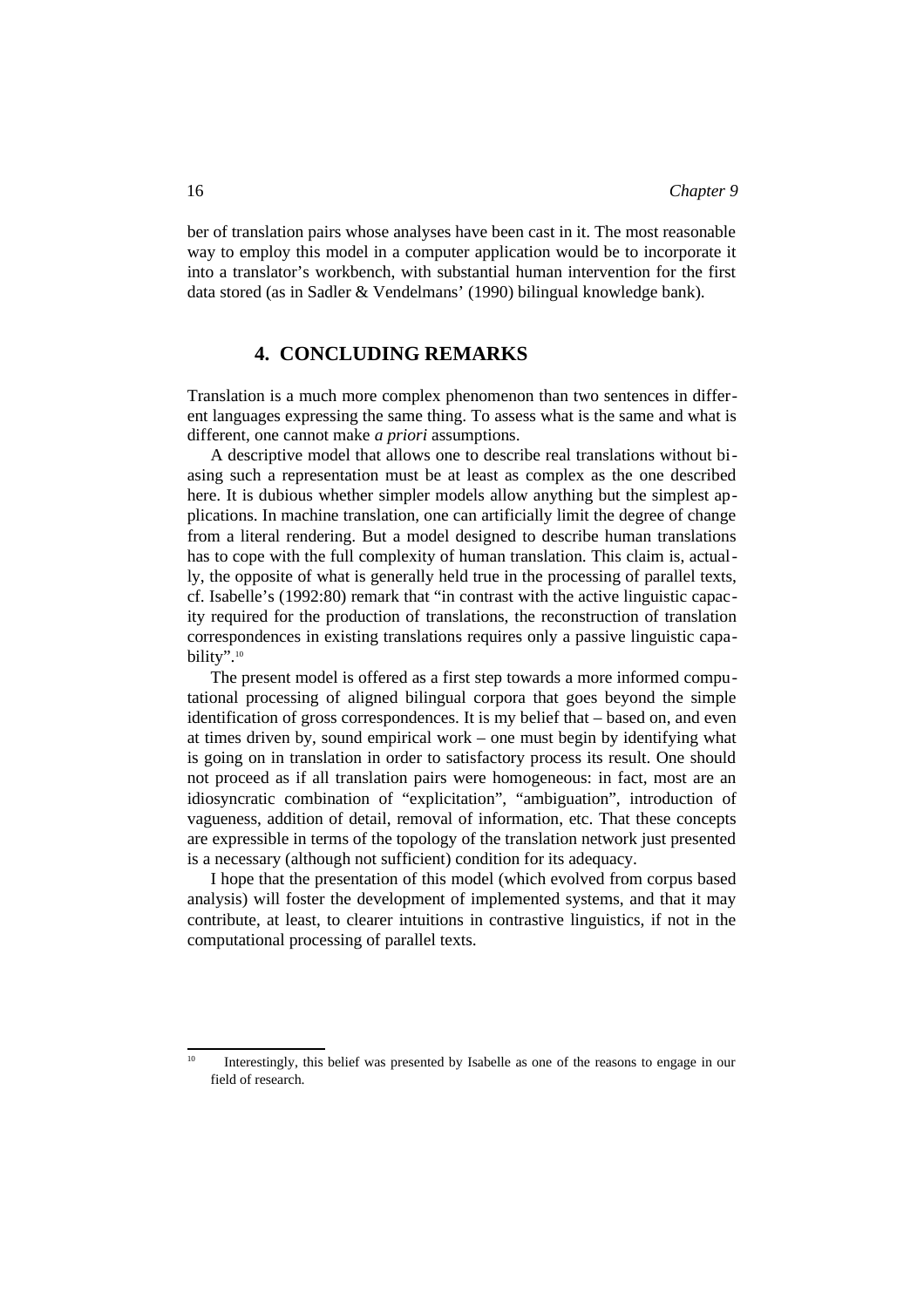ber of translation pairs whose analyses have been cast in it. The most reasonable way to employ this model in a computer application would be to incorporate it into a translator's workbench, with substantial human intervention for the first data stored (as in Sadler & Vendelmans' (1990) bilingual knowledge bank).

## 4. CONCLUDING REMARKS

Translation is a much more complex phenomenon than two sentences in different languages expressing the same thing. To assess what is the same and what is different, one cannot make *a priori* assumptions.

A descriptive model that allows one to describe real translations without biasing such a representation must be at least as complex as the one described here. It is dubious whether simpler models allow anything but the simplest applications. In machine translation, one can artificially limit the degree of change from a literal rendering. But a model designed to describe human translations has to cope with the full complexity of human translation. This claim is, actually, the opposite of what is generally held true in the processing of parallel texts, cf. Isabelle's (1992:80) remark that "in contrast with the active linguistic capacity required for the production of translations, the reconstruction of translation correspondences in existing translations requires only a passive linguistic capability".[10]

The present model is offered as a first step towards a more informed computational processing of aligned bilingual corpora that goes beyond the simple identification of gross correspondences. It is my belief that – based on, and even at times driven by, sound empirical work – one must begin by identifying what is going on in translation in order to satisfactory process its result. One should not proceed as if all translation pairs were homogeneous: in fact, most are an idiosyncratic combination of "explicitation", "ambiguation", introduction of vagueness, addition of detail, removal of information, etc. That these concepts are expressible in terms of the topology of the translation network just presented is a necessary (although not sufficient) condition for its adequacy.

I hope that the presentation of this model (which evolved from corpus based analysis) will foster the development of implemented systems, and that it may contribute, at least, to clearer intuitions in contrastive linguistics, if not in the computational processing of parallel texts.

---

[10] Interestingly, this belief was presented by Isabelle as one of the reasons to engage in our field of research.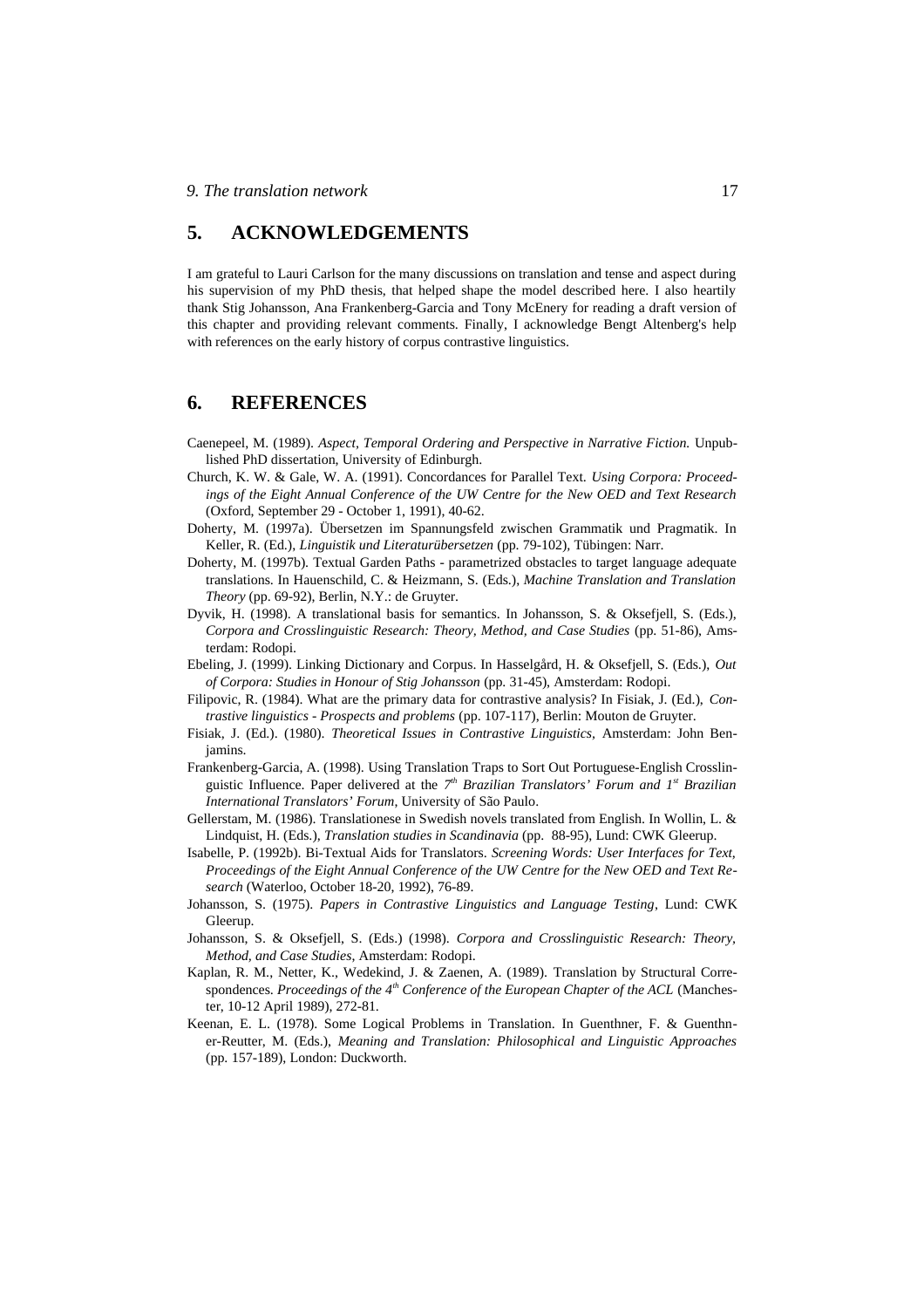## 5. ACKNOWLEDGEMENTS

I am grateful to Lauri Carlson for the many discussions on translation and tense and aspect during his supervision of my PhD thesis, that helped shape the model described here. I also heartily thank Stig Johansson, Ana Frankenberg-Garcia and Tony McEnery for reading a draft version of this chapter and providing relevant comments. Finally, I acknowledge Bengt Altenberg's help with references on the early history of corpus contrastive linguistics.

## 6. REFERENCES

Caenepeel, M. (1989). *Aspect, Temporal Ordering and Perspective in Narrative Fiction.* Unpublished PhD dissertation, University of Edinburgh.

Church, K. W. & Gale, W. A. (1991). Concordances for Parallel Text. *Using Corpora: Proceedings of the Eight Annual Conference of the UW Centre for the New OED and Text Research* (Oxford, September 29 - October 1, 1991), 40-62.

Doherty, M. (1997a). Übersetzen im Spannungsfeld zwischen Grammatik und Pragmatik. In Keller, R. (Ed.), *Linguistik und Literaturübersetzen* (pp. 79-102), Tübingen: Narr.

Doherty, M. (1997b). Textual Garden Paths - parametrized obstacles to target language adequate translations. In Hauenschild, C. & Heizmann, S. (Eds.), *Machine Translation and Translation Theory* (pp. 69-92), Berlin, N.Y.: de Gruyter.

Dyvik, H. (1998). A translational basis for semantics. In Johansson, S. & Oksefjell, S. (Eds.), *Corpora and Crosslinguistic Research: Theory, Method, and Case Studies* (pp. 51-86), Amsterdam: Rodopi.

Ebeling, J. (1999). Linking Dictionary and Corpus. In Hasselgård, H. & Oksefjell, S. (Eds.), *Out of Corpora: Studies in Honour of Stig Johansson* (pp. 31-45), Amsterdam: Rodopi.

Filipovic, R. (1984). What are the primary data for contrastive analysis? In Fisiak, J. (Ed.), *Contrastive linguistics - Prospects and problems* (pp. 107-117), Berlin: Mouton de Gruyter.

Fisiak, J. (Ed.). (1980). *Theoretical Issues in Contrastive Linguistics*, Amsterdam: John Benjamins.

Frankenberg-Garcia, A. (1998). Using Translation Traps to Sort Out Portuguese-English Crosslinguistic Influence. Paper delivered at the *7th Brazilian Translators' Forum and 1st Brazilian International Translators' Forum*, University of São Paulo.

Gellerstam, M. (1986). Translationese in Swedish novels translated from English. In Wollin, L. & Lindquist, H. (Eds.), *Translation studies in Scandinavia* (pp. 88-95), Lund: CWK Gleerup.

Isabelle, P. (1992b). Bi-Textual Aids for Translators. *Screening Words: User Interfaces for Text, Proceedings of the Eight Annual Conference of the UW Centre for the New OED and Text Research* (Waterloo, October 18-20, 1992), 76-89.

Johansson, S. (1975). *Papers in Contrastive Linguistics and Language Testing*, Lund: CWK Gleerup.

Johansson, S. & Oksefjell, S. (Eds.) (1998). *Corpora and Crosslinguistic Research: Theory, Method, and Case Studies*, Amsterdam: Rodopi.

Kaplan, R. M., Netter, K., Wedekind, J. & Zaenen, A. (1989). Translation by Structural Correspondences. *Proceedings of the 4th Conference of the European Chapter of the ACL* (Manchester, 10-12 April 1989), 272-81.

Keenan, E. L. (1978). Some Logical Problems in Translation. In Guenthner, F. & Guenthner-Reutter, M. (Eds.), *Meaning and Translation: Philosophical and Linguistic Approaches* (pp. 157-189), London: Duckworth.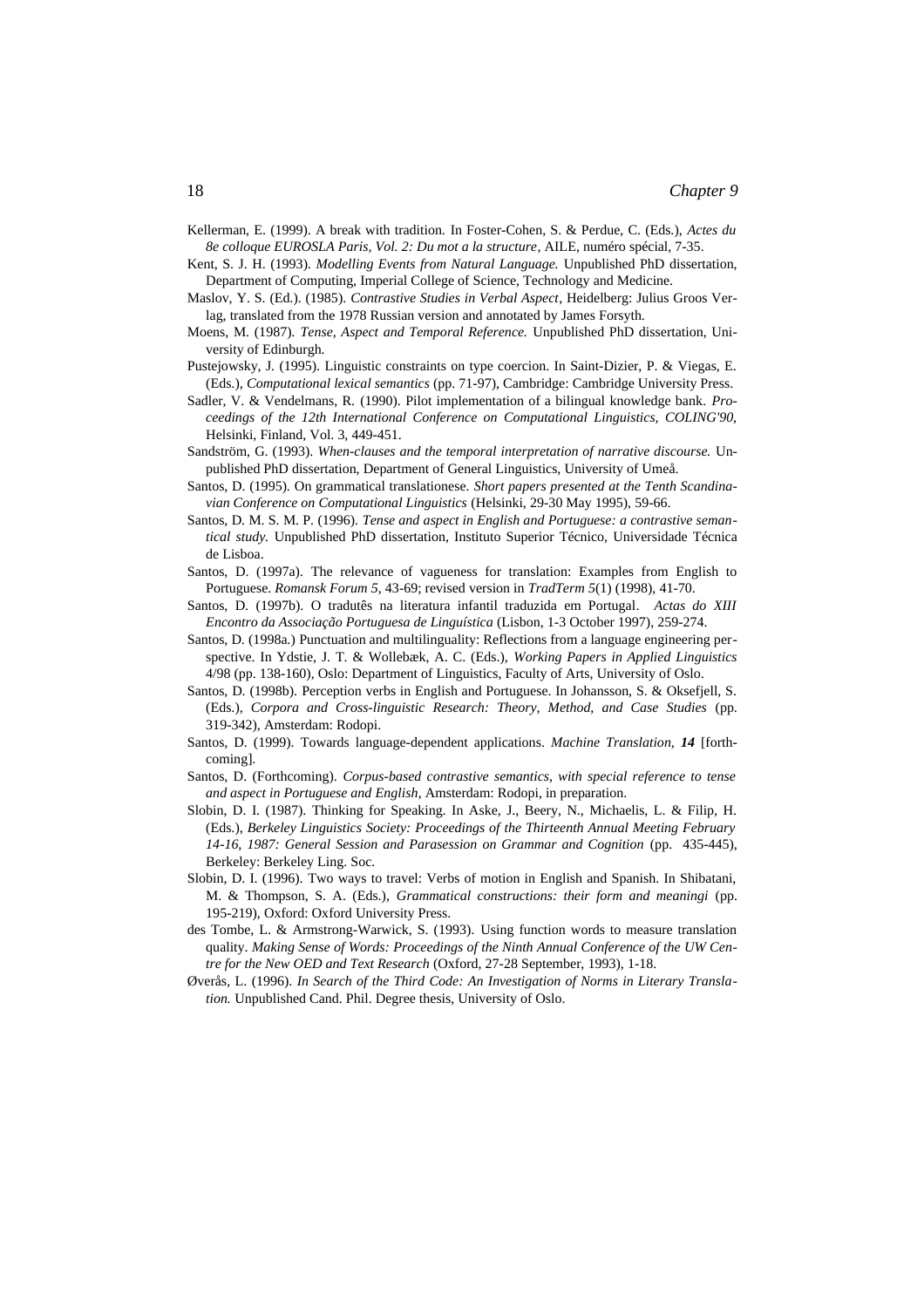Kellerman, E. (1999). A break with tradition. In Foster-Cohen, S. & Perdue, C. (Eds.), *Actes du 8e colloque EUROSLA Paris, Vol. 2: Du mot a la structure*, AILE, numéro spécial, 7-35.

Kent, S. J. H. (1993). *Modelling Events from Natural Language.* Unpublished PhD dissertation, Department of Computing, Imperial College of Science, Technology and Medicine.

Maslov, Y. S. (Ed.). (1985). *Contrastive Studies in Verbal Aspect*, Heidelberg: Julius Groos Verlag, translated from the 1978 Russian version and annotated by James Forsyth.

Moens, M. (1987). *Tense, Aspect and Temporal Reference.* Unpublished PhD dissertation, University of Edinburgh.

Pustejowsky, J. (1995). Linguistic constraints on type coercion. In Saint-Dizier, P. & Viegas, E. (Eds.), *Computational lexical semantics* (pp. 71-97), Cambridge: Cambridge University Press.

Sadler, V. & Vendelmans, R. (1990). Pilot implementation of a bilingual knowledge bank. *Proceedings of the 12th International Conference on Computational Linguistics, COLING'90*, Helsinki, Finland, Vol. 3, 449-451.

Sandström, G. (1993). *When-clauses and the temporal interpretation of narrative discourse.* Unpublished PhD dissertation, Department of General Linguistics, University of Umeå.

Santos, D. (1995). On grammatical translationese. *Short papers presented at the Tenth Scandinavian Conference on Computational Linguistics* (Helsinki, 29-30 May 1995), 59-66.

Santos, D. M. S. M. P. (1996). *Tense and aspect in English and Portuguese: a contrastive semantical study.* Unpublished PhD dissertation, Instituto Superior Técnico, Universidade Técnica de Lisboa.

Santos, D. (1997a). The relevance of vagueness for translation: Examples from English to Portuguese. *Romansk Forum 5*, 43-69; revised version in *TradTerm 5*(1) (1998), 41-70.

Santos, D. (1997b). O tradutês na literatura infantil traduzida em Portugal. *Actas do XIII Encontro da Associação Portuguesa de Linguística* (Lisbon, 1-3 October 1997), 259-274.

Santos, D. (1998a.) Punctuation and multilinguality: Reflections from a language engineering perspective. In Ydstie, J. T. & Wollebæk, A. C. (Eds.), *Working Papers in Applied Linguistics* 4/98 (pp. 138-160), Oslo: Department of Linguistics, Faculty of Arts, University of Oslo.

Santos, D. (1998b). Perception verbs in English and Portuguese. In Johansson, S. & Oksefjell, S. (Eds.), *Corpora and Cross-linguistic Research: Theory, Method, and Case Studies* (pp. 319-342), Amsterdam: Rodopi.

Santos, D. (1999). Towards language-dependent applications. *Machine Translation, **14*** [forthcoming].

Santos, D. (Forthcoming). *Corpus-based contrastive semantics, with special reference to tense and aspect in Portuguese and English*, Amsterdam: Rodopi, in preparation.

Slobin, D. I. (1987). Thinking for Speaking. In Aske, J., Beery, N., Michaelis, L. & Filip, H. (Eds.), *Berkeley Linguistics Society: Proceedings of the Thirteenth Annual Meeting February 14-16, 1987: General Session and Parasession on Grammar and Cognition* (pp. 435-445), Berkeley: Berkeley Ling. Soc.

Slobin, D. I. (1996). Two ways to travel: Verbs of motion in English and Spanish. In Shibatani, M. & Thompson, S. A. (Eds.), *Grammatical constructions: their form and meaningi* (pp. 195-219), Oxford: Oxford University Press.

des Tombe, L. & Armstrong-Warwick, S. (1993). Using function words to measure translation quality. *Making Sense of Words: Proceedings of the Ninth Annual Conference of the UW Centre for the New OED and Text Research* (Oxford, 27-28 September, 1993), 1-18.

Øverås, L. (1996). *In Search of the Third Code: An Investigation of Norms in Literary Translation.* Unpublished Cand. Phil. Degree thesis, University of Oslo.